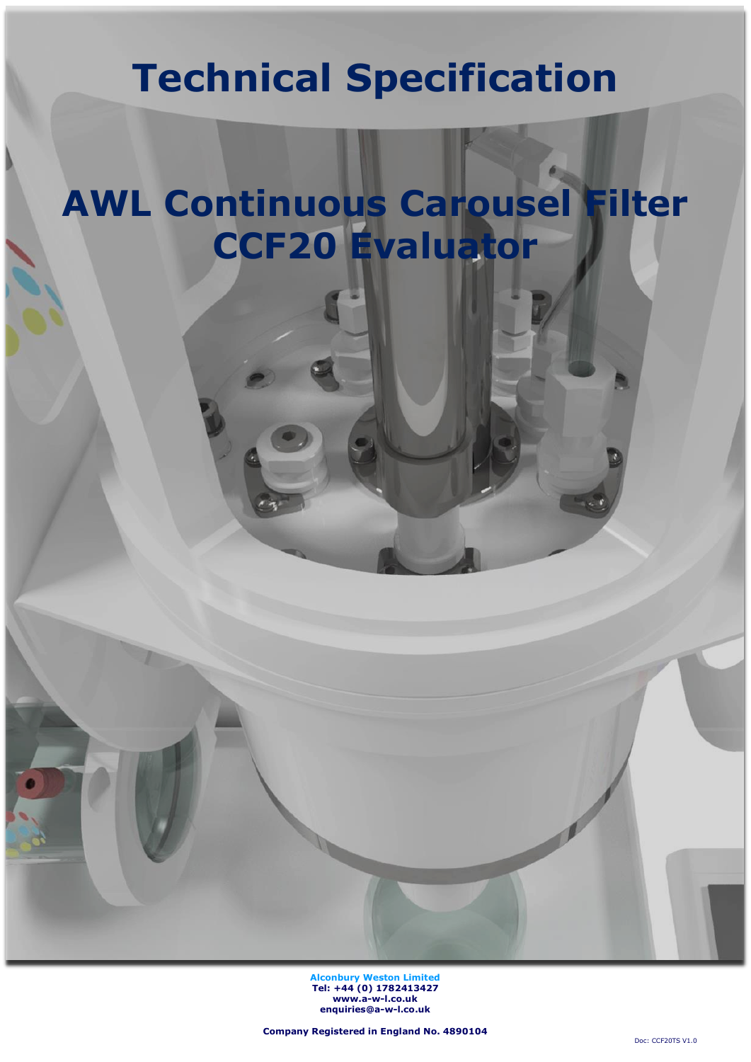# Technical Specification

# AWL Continuous Carousel Filter CCF20 Evaluator

**Alconbury Weston Limited**
**Tel: +44 (0) 1782413427**
**www.a-w-l.co.uk**
**enquiries@a-w-l.co.uk**

**Company Registered in England No. 4890104**

Doc: CCF20TS V1.0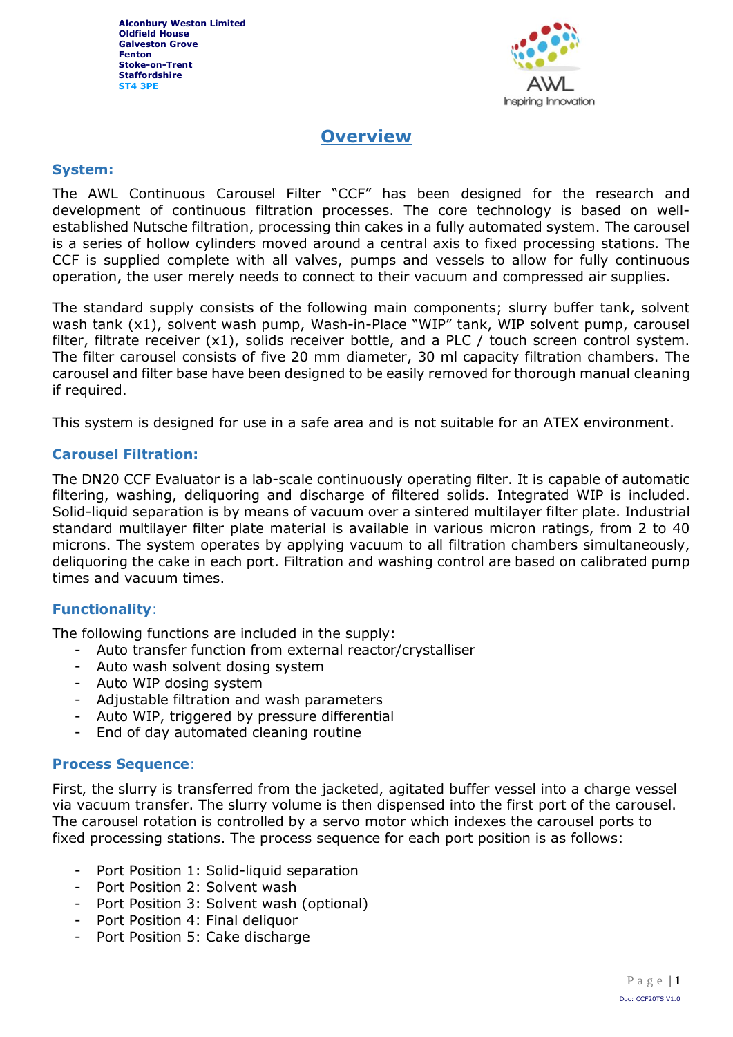Alconbury Weston Limited
Oldfield House
Galveston Grove
Fenton
Stoke-on-Trent
Staffordshire
ST4 3PE

AWL
Inspiring Innovation

# Overview

## System:

The AWL Continuous Carousel Filter "CCF" has been designed for the research and development of continuous filtration processes. The core technology is based on well-established Nutsche filtration, processing thin cakes in a fully automated system. The carousel is a series of hollow cylinders moved around a central axis to fixed processing stations. The CCF is supplied complete with all valves, pumps and vessels to allow for fully continuous operation, the user merely needs to connect to their vacuum and compressed air supplies.

The standard supply consists of the following main components; slurry buffer tank, solvent wash tank (x1), solvent wash pump, Wash-in-Place "WIP" tank, WIP solvent pump, carousel filter, filtrate receiver (x1), solids receiver bottle, and a PLC / touch screen control system. The filter carousel consists of five 20 mm diameter, 30 ml capacity filtration chambers. The carousel and filter base have been designed to be easily removed for thorough manual cleaning if required.

This system is designed for use in a safe area and is not suitable for an ATEX environment.

## Carousel Filtration:

The DN20 CCF Evaluator is a lab-scale continuously operating filter. It is capable of automatic filtering, washing, deliquoring and discharge of filtered solids. Integrated WIP is included. Solid-liquid separation is by means of vacuum over a sintered multilayer filter plate. Industrial standard multilayer filter plate material is available in various micron ratings, from 2 to 40 microns. The system operates by applying vacuum to all filtration chambers simultaneously, deliquoring the cake in each port. Filtration and washing control are based on calibrated pump times and vacuum times.

## Functionality:

The following functions are included in the supply:

- Auto transfer function from external reactor/crystalliser
- Auto wash solvent dosing system
- Auto WIP dosing system
- Adjustable filtration and wash parameters
- Auto WIP, triggered by pressure differential
- End of day automated cleaning routine

## Process Sequence:

First, the slurry is transferred from the jacketed, agitated buffer vessel into a charge vessel via vacuum transfer. The slurry volume is then dispensed into the first port of the carousel. The carousel rotation is controlled by a servo motor which indexes the carousel ports to fixed processing stations. The process sequence for each port position is as follows:

- Port Position 1: Solid-liquid separation
- Port Position 2: Solvent wash
- Port Position 3: Solvent wash (optional)
- Port Position 4: Final deliquor
- Port Position 5: Cake discharge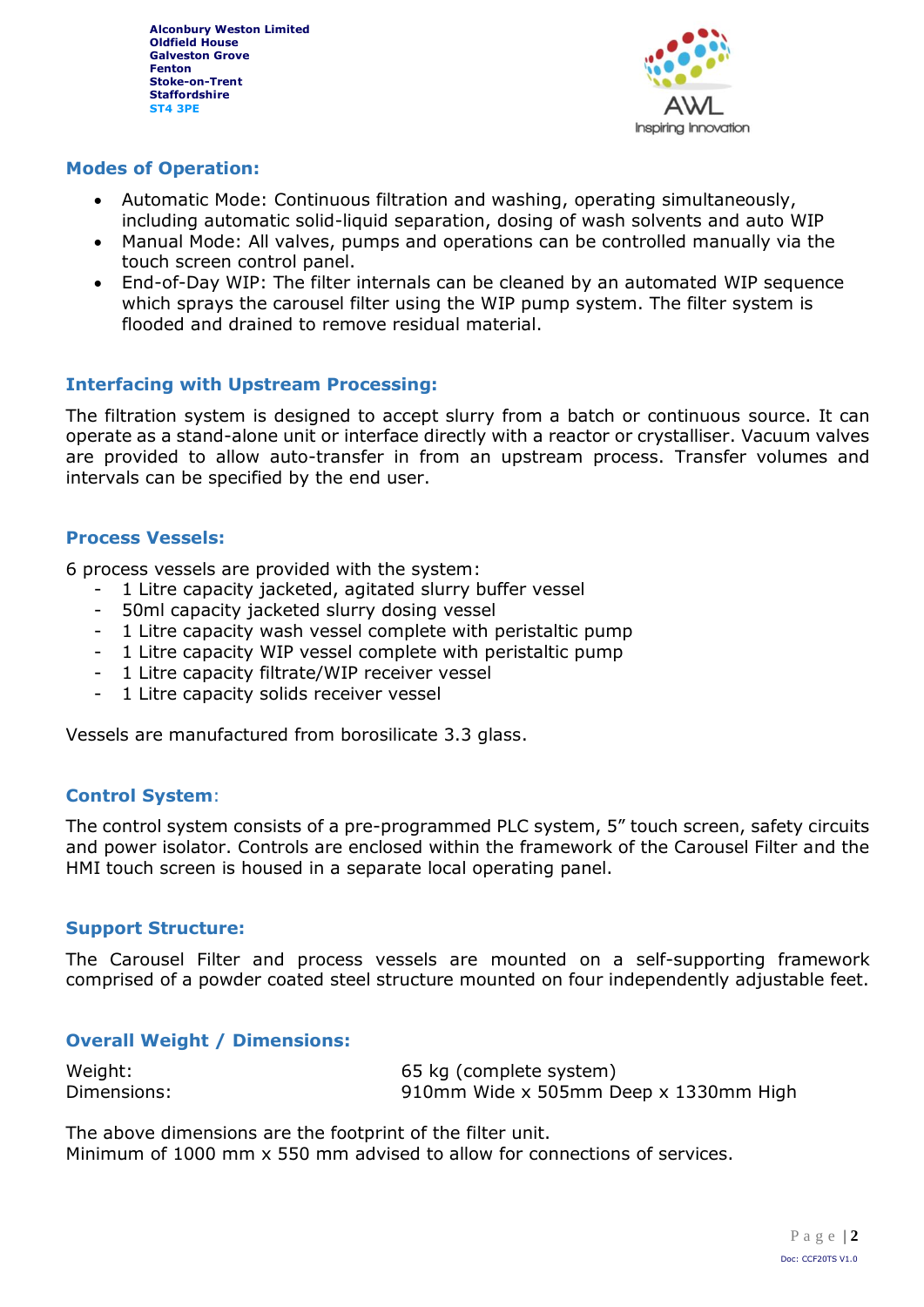## Modes of Operation:

- Automatic Mode: Continuous filtration and washing, operating simultaneously, including automatic solid-liquid separation, dosing of wash solvents and auto WIP
- Manual Mode: All valves, pumps and operations can be controlled manually via the touch screen control panel.
- End-of-Day WIP: The filter internals can be cleaned by an automated WIP sequence which sprays the carousel filter using the WIP pump system. The filter system is flooded and drained to remove residual material.

## Interfacing with Upstream Processing:

The filtration system is designed to accept slurry from a batch or continuous source. It can operate as a stand-alone unit or interface directly with a reactor or crystalliser. Vacuum valves are provided to allow auto-transfer in from an upstream process. Transfer volumes and intervals can be specified by the end user.

## Process Vessels:

6 process vessels are provided with the system:

- 1 Litre capacity jacketed, agitated slurry buffer vessel
- 50ml capacity jacketed slurry dosing vessel
- 1 Litre capacity wash vessel complete with peristaltic pump
- 1 Litre capacity WIP vessel complete with peristaltic pump
- 1 Litre capacity filtrate/WIP receiver vessel
- 1 Litre capacity solids receiver vessel

Vessels are manufactured from borosilicate 3.3 glass.

## Control System:

The control system consists of a pre-programmed PLC system, 5" touch screen, safety circuits and power isolator. Controls are enclosed within the framework of the Carousel Filter and the HMI touch screen is housed in a separate local operating panel.

## Support Structure:

The Carousel Filter and process vessels are mounted on a self-supporting framework comprised of a powder coated steel structure mounted on four independently adjustable feet.

## Overall Weight / Dimensions:

| | |
|---|---|
| Weight: | 65 kg (complete system) |
| Dimensions: | 910mm Wide x 505mm Deep x 1330mm High |

The above dimensions are the footprint of the filter unit.
Minimum of 1000 mm x 550 mm advised to allow for connections of services.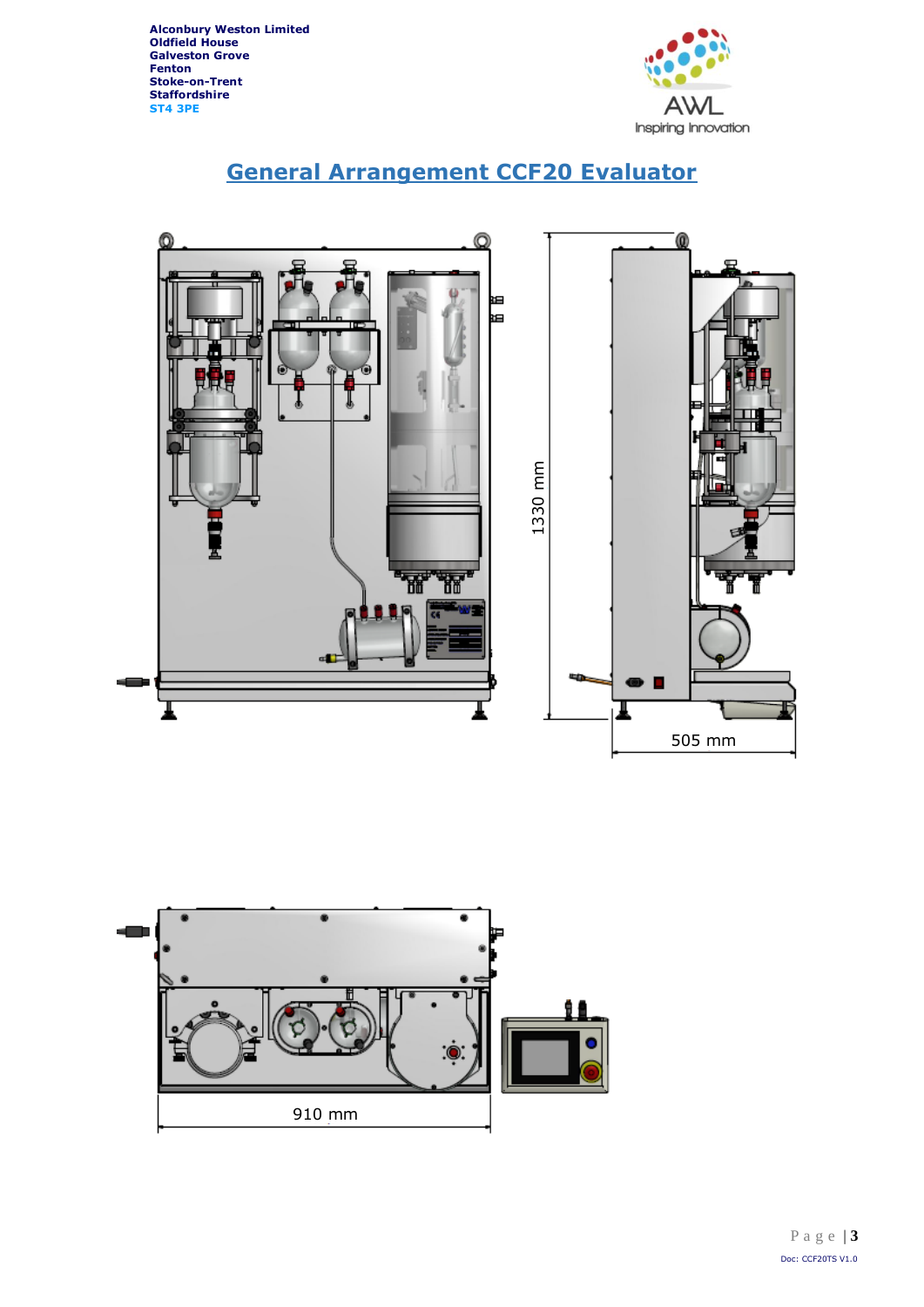Alconbury Weston Limited
Oldfield House
Galveston Grove
Fenton
Stoke-on-Trent
Staffordshire
ST4 3PE

AWL
Inspiring Innovation

# General Arrangement CCF20 Evaluator

1330 mm

505 mm

910 mm

Doc: CCF20TS V1.0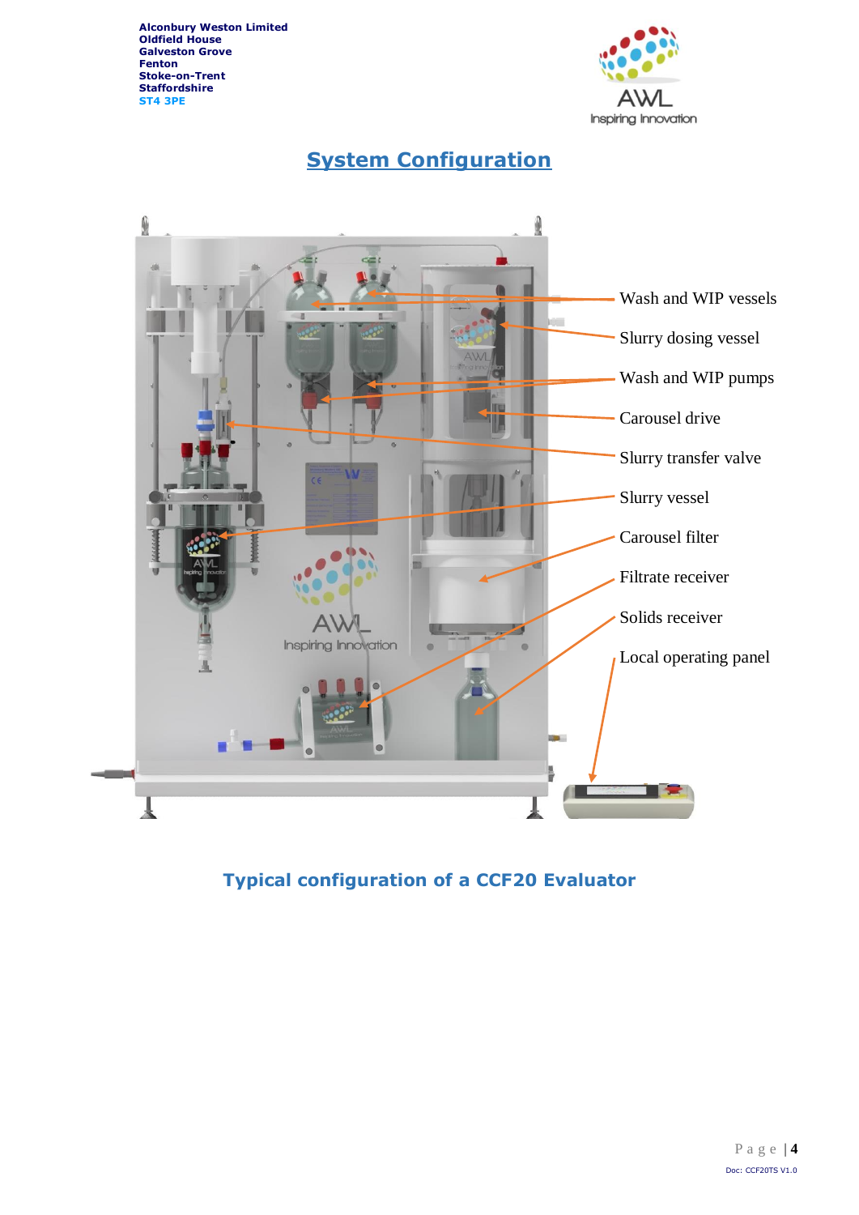Alconbury Weston Limited
Oldfield House
Galveston Grove
Fenton
Stoke-on-Trent
Staffordshire
ST4 3PE

## System Configuration

- Wash and WIP vessels
- Slurry dosing vessel
- Wash and WIP pumps
- Carousel drive
- Slurry transfer valve
- Slurry vessel
- Carousel filter
- Filtrate receiver
- Solids receiver
- Local operating panel

**Typical configuration of a CCF20 Evaluator**

Doc: CCF20TS V1.0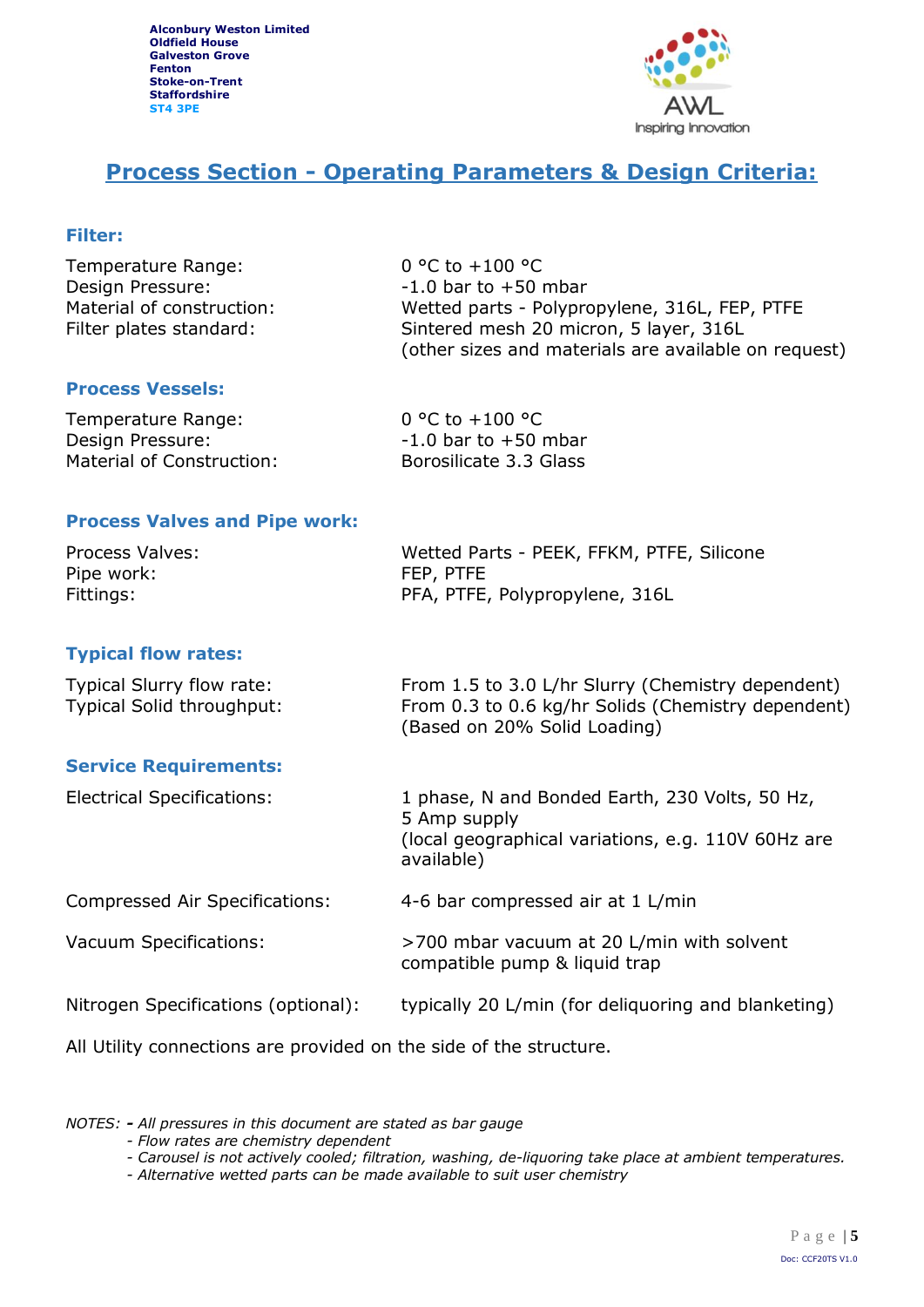Alconbury Weston Limited
Oldfield House
Galveston Grove
Fenton
Stoke-on-Trent
Staffordshire
ST4 3PE

# Process Section - Operating Parameters & Design Criteria:

## Filter:

| | |
|---|---|
| Temperature Range: | 0 °C to +100 °C |
| Design Pressure: | -1.0 bar to +50 mbar |
| Material of construction: | Wetted parts - Polypropylene, 316L, FEP, PTFE |
| Filter plates standard: | Sintered mesh 20 micron, 5 layer, 316L (other sizes and materials are available on request) |

## Process Vessels:

| | |
|---|---|
| Temperature Range: | 0 °C to +100 °C |
| Design Pressure: | -1.0 bar to +50 mbar |
| Material of Construction: | Borosilicate 3.3 Glass |

## Process Valves and Pipe work:

| | |
|---|---|
| Process Valves: | Wetted Parts - PEEK, FFKM, PTFE, Silicone |
| Pipe work: | FEP, PTFE |
| Fittings: | PFA, PTFE, Polypropylene, 316L |

## Typical flow rates:

| | |
|---|---|
| Typical Slurry flow rate: | From 1.5 to 3.0 L/hr Slurry (Chemistry dependent) |
| Typical Solid throughput: | From 0.3 to 0.6 kg/hr Solids (Chemistry dependent) (Based on 20% Solid Loading) |

## Service Requirements:

| | |
|---|---|
| Electrical Specifications: | 1 phase, N and Bonded Earth, 230 Volts, 50 Hz, 5 Amp supply (local geographical variations, e.g. 110V 60Hz are available) |
| Compressed Air Specifications: | 4-6 bar compressed air at 1 L/min |
| Vacuum Specifications: | >700 mbar vacuum at 20 L/min with solvent compatible pump & liquid trap |
| Nitrogen Specifications (optional): | typically 20 L/min (for deliquoring and blanketing) |

All Utility connections are provided on the side of the structure.

*NOTES:* **-** *All pressures in this document are stated as bar gauge*
- *Flow rates are chemistry dependent*
- *Carousel is not actively cooled; filtration, washing, de-liquoring take place at ambient temperatures.*
- *Alternative wetted parts can be made available to suit user chemistry*

Doc: CCF20TS V1.0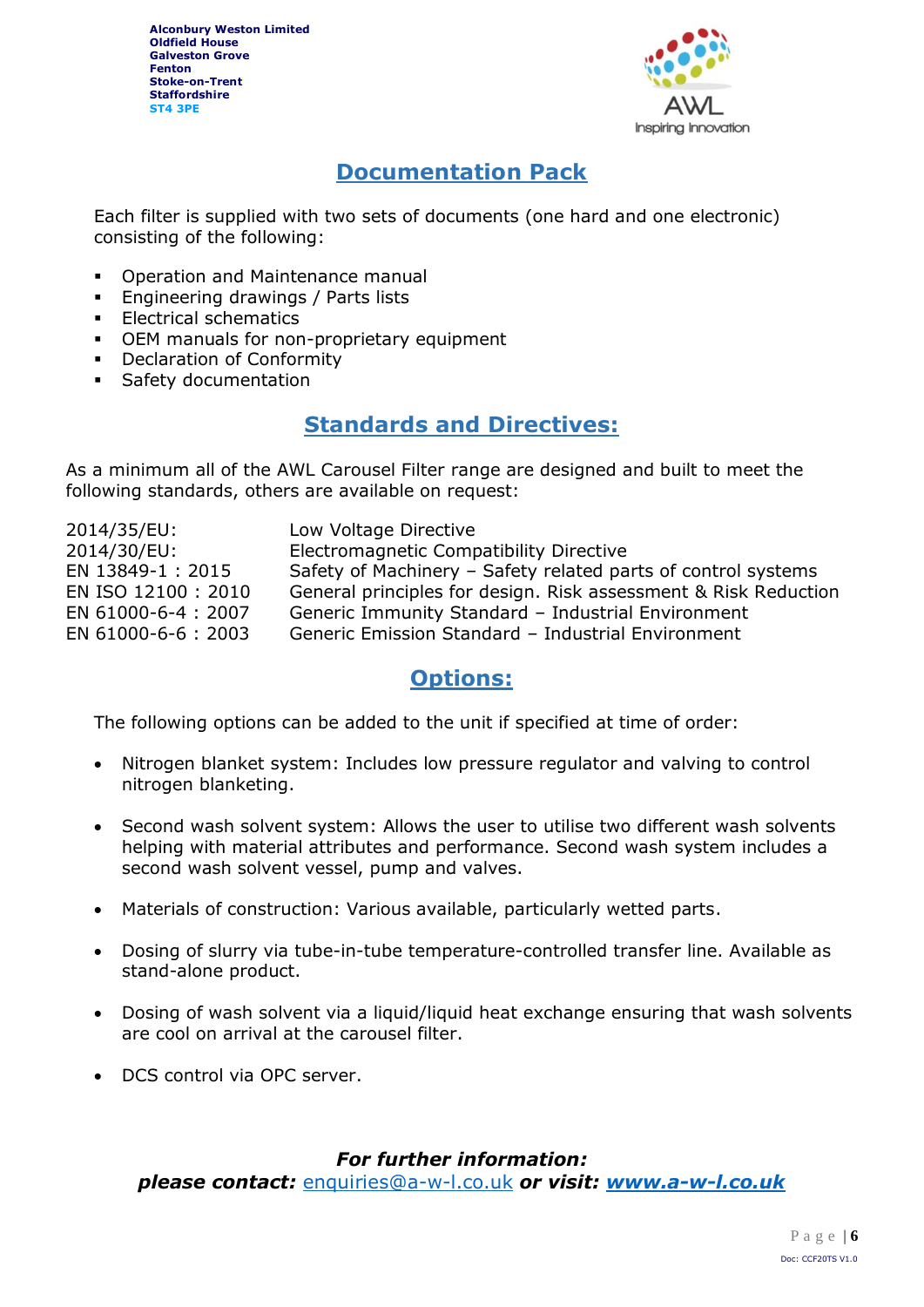**Alconbury Weston Limited**
**Oldfield House**
**Galveston Grove**
**Fenton**
**Stoke-on-Trent**
**Staffordshire**
**ST4 3PE**

AWL
Inspiring Innovation

## Documentation Pack

Each filter is supplied with two sets of documents (one hard and one electronic) consisting of the following:

- Operation and Maintenance manual
- Engineering drawings / Parts lists
- Electrical schematics
- OEM manuals for non-proprietary equipment
- Declaration of Conformity
- Safety documentation

## Standards and Directives:

As a minimum all of the AWL Carousel Filter range are designed and built to meet the following standards, others are available on request:

| | |
|---|---|
| 2014/35/EU: | Low Voltage Directive |
| 2014/30/EU: | Electromagnetic Compatibility Directive |
| EN 13849-1 : 2015 | Safety of Machinery – Safety related parts of control systems |
| EN ISO 12100 : 2010 | General principles for design. Risk assessment & Risk Reduction |
| EN 61000-6-4 : 2007 | Generic Immunity Standard – Industrial Environment |
| EN 61000-6-6 : 2003 | Generic Emission Standard – Industrial Environment |

## Options:

The following options can be added to the unit if specified at time of order:

- Nitrogen blanket system: Includes low pressure regulator and valving to control nitrogen blanketing.
- Second wash solvent system: Allows the user to utilise two different wash solvents helping with material attributes and performance. Second wash system includes a second wash solvent vessel, pump and valves.
- Materials of construction: Various available, particularly wetted parts.
- Dosing of slurry via tube-in-tube temperature-controlled transfer line. Available as stand-alone product.
- Dosing of wash solvent via a liquid/liquid heat exchange ensuring that wash solvents are cool on arrival at the carousel filter.
- DCS control via OPC server.

***For further information:***
***please contact:*** enquiries@a-w-l.co.uk ***or visit:*** ***www.a-w-l.co.uk***

Doc: CCF20TS V1.0